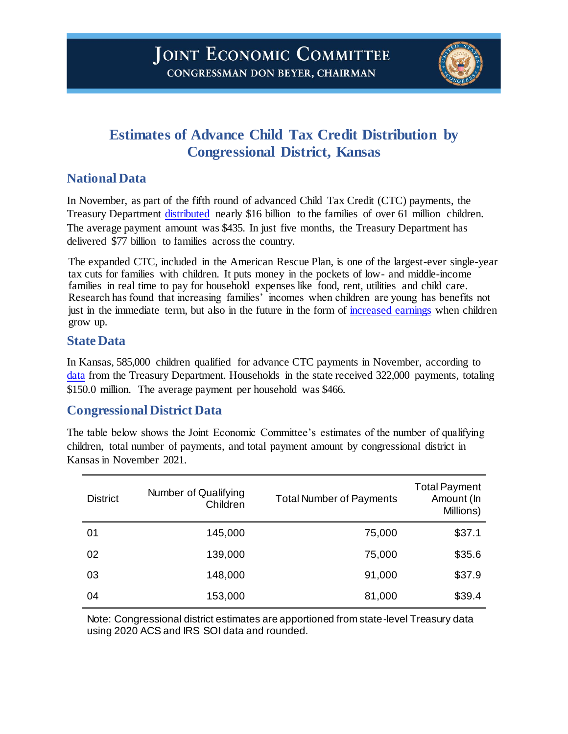# JOINT ECONOMIC COMMITTEE

**CONGRESSMAN DON BEYER, CHAIRMAN**

## Estimates of Advance Child Tax Credit Distribution by Congressional District, Kansas

### National Data

In November, as part of the fifth round of advanced Child Tax Credit (CTC) payments, the Treasury Department distributed nearly $16 billion to the families of over 61 million children. The average payment amount was $435. In just five months, the Treasury Department has delivered $77 billion to families across the country.

The expanded CTC, included in the American Rescue Plan, is one of the largest-ever single-year tax cuts for families with children. It puts money in the pockets of low- and middle-income families in real time to pay for household expenses like food, rent, utilities and child care. Research has found that increasing families' incomes when children are young has benefits not just in the immediate term, but also in the future in the form of increased earnings when children grow up.

### State Data

In Kansas, 585,000 children qualified for advance CTC payments in November, according to data from the Treasury Department. Households in the state received 322,000 payments, totaling $150.0 million. The average payment per household was $466.

### Congressional District Data

The table below shows the Joint Economic Committee's estimates of the number of qualifying children, total number of payments, and total payment amount by congressional district in Kansas in November 2021.

| District | Number of Qualifying Children | Total Number of Payments | Total Payment Amount (In Millions) |
|---|---|---|---|
| 01 | 145,000 | 75,000 | $37.1 |
| 02 | 139,000 | 75,000 | $35.6 |
| 03 | 148,000 | 91,000 | $37.9 |
| 04 | 153,000 | 81,000 | $39.4 |

Note: Congressional district estimates are apportioned from state-level Treasury data using 2020 ACS and IRS SOI data and rounded.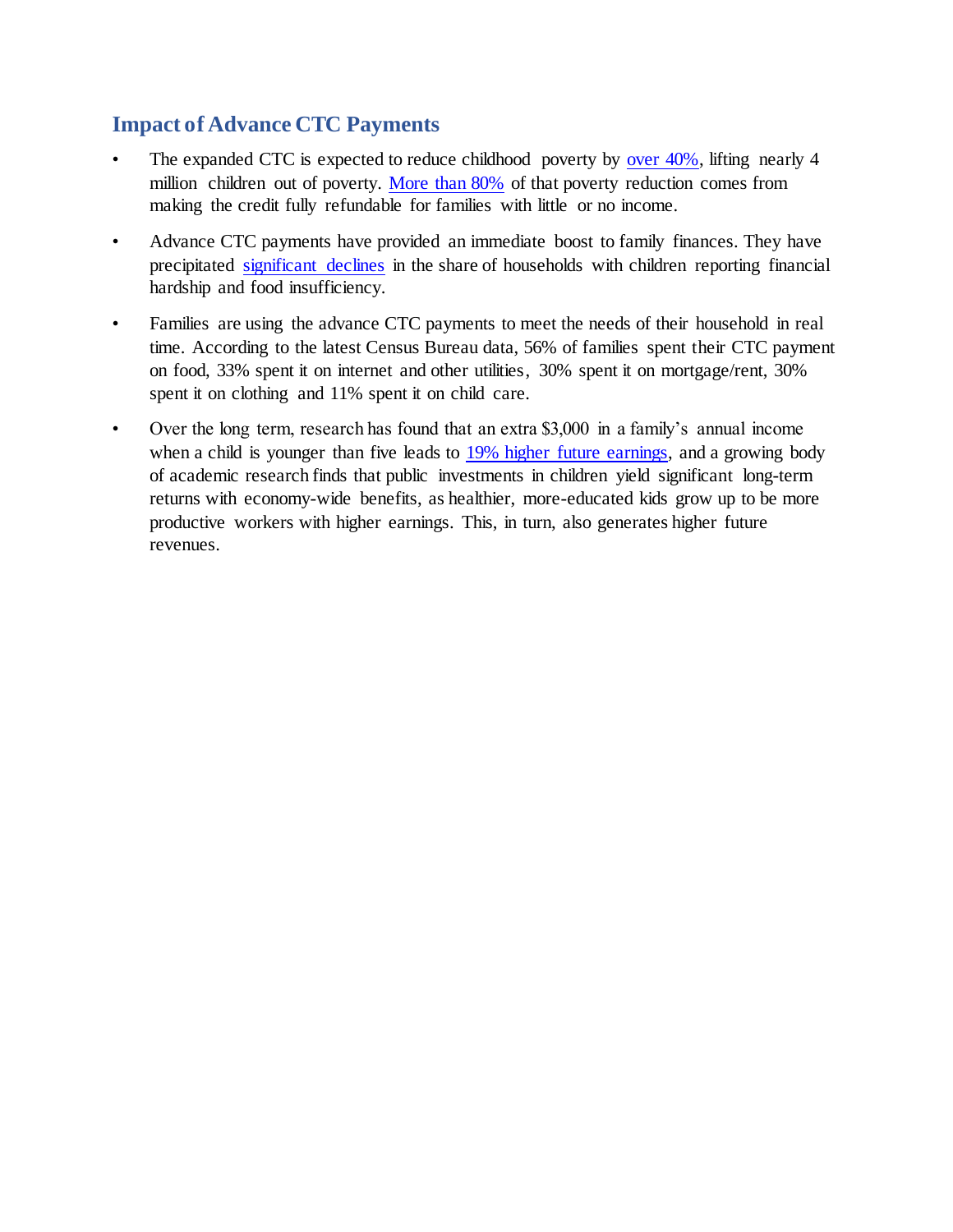## Impact of Advance CTC Payments

- The expanded CTC is expected to reduce childhood poverty by over 40%, lifting nearly 4 million children out of poverty. More than 80% of that poverty reduction comes from making the credit fully refundable for families with little or no income.
- Advance CTC payments have provided an immediate boost to family finances. They have precipitated significant declines in the share of households with children reporting financial hardship and food insufficiency.
- Families are using the advance CTC payments to meet the needs of their household in real time. According to the latest Census Bureau data, 56% of families spent their CTC payment on food, 33% spent it on internet and other utilities, 30% spent it on mortgage/rent, 30% spent it on clothing and 11% spent it on child care.
- Over the long term, research has found that an extra $3,000 in a family's annual income when a child is younger than five leads to 19% higher future earnings, and a growing body of academic research finds that public investments in children yield significant long-term returns with economy-wide benefits, as healthier, more-educated kids grow up to be more productive workers with higher earnings. This, in turn, also generates higher future revenues.